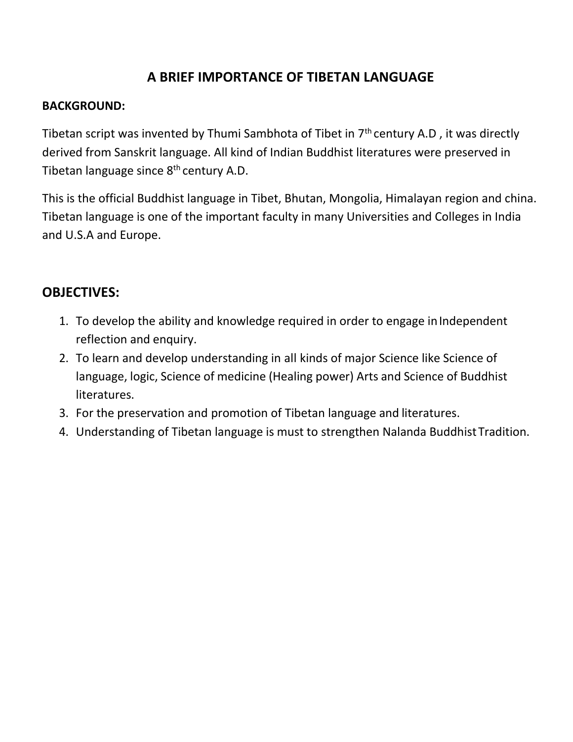# A BRIEF IMPORTANCE OF TIBETAN LANGUAGE

**BACKGROUND:**

Tibetan script was invented by Thumi Sambhota of Tibet in 7th century A.D , it was directly derived from Sanskrit language. All kind of Indian Buddhist literatures were preserved in Tibetan language since 8th century A.D.

This is the official Buddhist language in Tibet, Bhutan, Mongolia, Himalayan region and china. Tibetan language is one of the important faculty in many Universities and Colleges in India and U.S.A and Europe.

## OBJECTIVES:

1. To develop the ability and knowledge required in order to engage in Independent reflection and enquiry.
2. To learn and develop understanding in all kinds of major Science like Science of language, logic, Science of medicine (Healing power) Arts and Science of Buddhist literatures.
3. For the preservation and promotion of Tibetan language and literatures.
4. Understanding of Tibetan language is must to strengthen Nalanda Buddhist Tradition.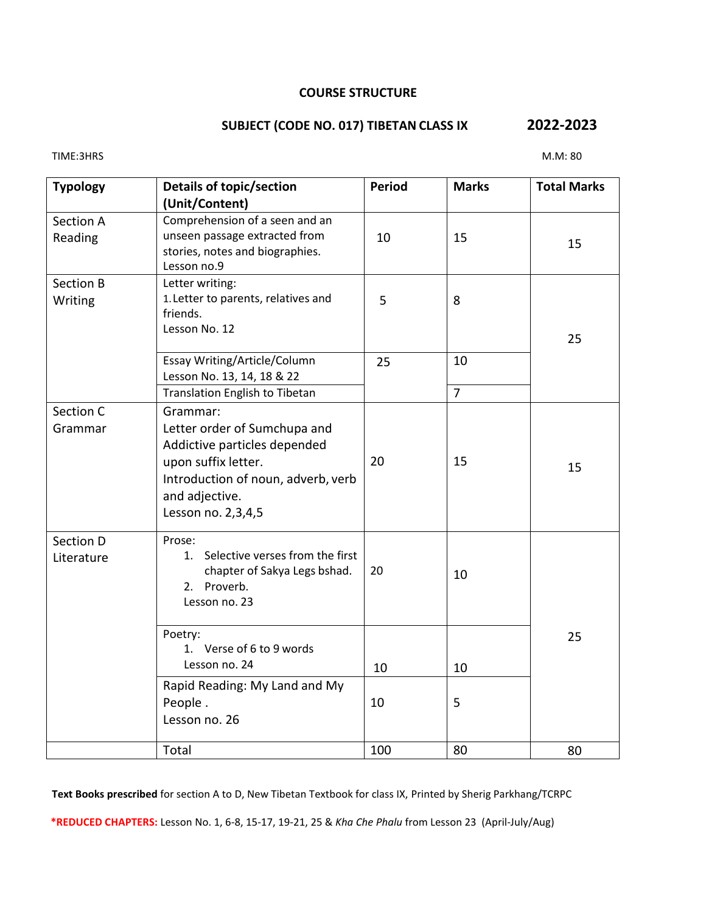# COURSE STRUCTURE

## SUBJECT (CODE NO. 017) TIBETAN CLASS IX 2022-2023

TIME:3HRS M.M: 80

| Typology | Details of topic/section (Unit/Content) | Period | Marks | Total Marks |
|---|---|---|---|---|
| Section A Reading | Comprehension of a seen and an unseen passage extracted from stories, notes and biographies. Lesson no.9 | 10 | 15 | 15 |
| Section B Writing | Letter writing: 1. Letter to parents, relatives and friends. Lesson No. 12 | 5 | 8 | 25 |
| | Essay Writing/Article/Column Lesson No. 13, 14, 18 & 22 | 25 | 10 | |
| | Translation English to Tibetan | | 7 | |
| Section C Grammar | Grammar: Letter order of Sumchupa and Addictive particles depended upon suffix letter. Introduction of noun, adverb, verb and adjective. Lesson no. 2,3,4,5 | 20 | 15 | 15 |
| Section D Literature | Prose: 1. Selective verses from the first chapter of Sakya Legs bshad. 2. Proverb. Lesson no. 23 | 20 | 10 | 25 |
| | Poetry: 1. Verse of 6 to 9 words Lesson no. 24 | 10 | 10 | |
| | Rapid Reading: My Land and My People . Lesson no. 26 | 10 | 5 | |
| | Total | 100 | 80 | 80 |

**Text Books prescribed** for section A to D, New Tibetan Textbook for class IX, Printed by Sherig Parkhang/TCRPC

***REDUCED CHAPTERS:** Lesson No. 1, 6-8, 15-17, 19-21, 25 & *Kha Che Phalu* from Lesson 23 (April-July/Aug)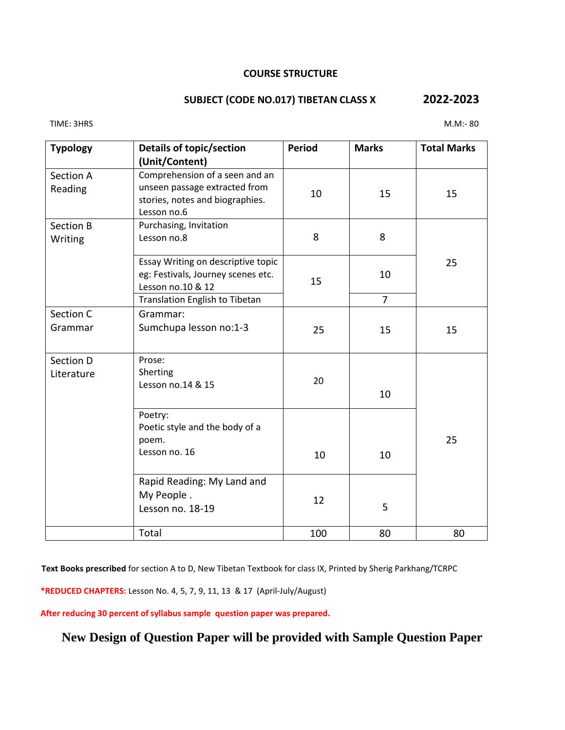## COURSE STRUCTURE

### SUBJECT (CODE NO.017) TIBETAN CLASS X 2022-2023

TIME: 3HRS M.M:- 80

| Typology | Details of topic/section (Unit/Content) | Period | Marks | Total Marks |
|---|---|---|---|---|
| Section A Reading | Comprehension of a seen and an unseen passage extracted from stories, notes and biographies. Lesson no.6 | 10 | 15 | 15 |
| Section B Writing | Purchasing, Invitation Lesson no.8 | 8 | 8 | 25 |
| | Essay Writing on descriptive topic eg: Festivals, Journey scenes etc. Lesson no.10 & 12 | 15 | 10 | |
| | Translation English to Tibetan | | 7 | |
| Section C Grammar | Grammar: Sumchupa lesson no:1-3 | 25 | 15 | 15 |
| Section D Literature | Prose: Sherting Lesson no.14 & 15 | 20 | 10 | 25 |
| | Poetry: Poetic style and the body of a poem. Lesson no. 16 | 10 | 10 | |
| | Rapid Reading: My Land and My People . Lesson no. 18-19 | 12 | 5 | |
| | Total | 100 | 80 | 80 |

**Text Books prescribed** for section A to D, New Tibetan Textbook for class IX, Printed by Sherig Parkhang/TCRPC

***REDUCED CHAPTERS:** Lesson No. 4, 5, 7, 9, 11, 13 & 17 (April-July/August)

**After reducing 30 percent of syllabus sample question paper was prepared.**

**New Design of Question Paper will be provided with Sample Question Paper**